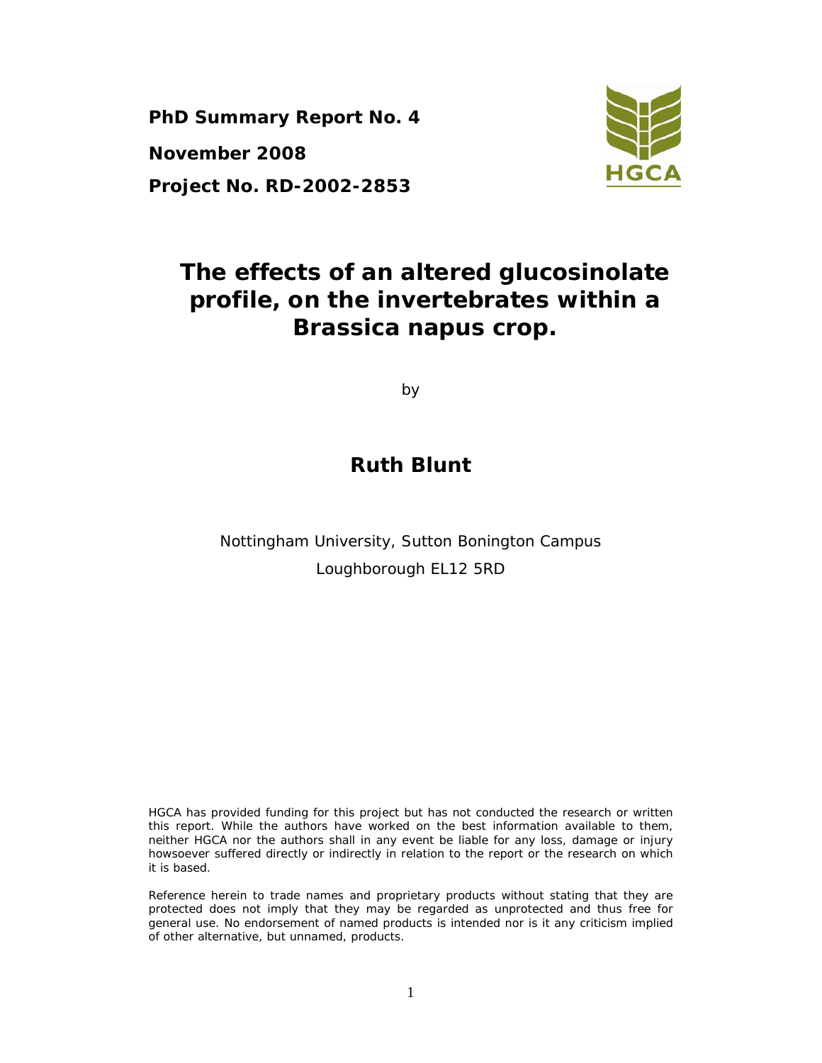**PhD Summary Report No. 4**

**November 2008**

**Project No. RD-2002-2853**

# The effects of an altered glucosinolate profile, on the invertebrates within a Brassica napus crop.

by

## Ruth Blunt

Nottingham University, Sutton Bonington Campus

Loughborough EL12 5RD

HGCA has provided funding for this project but has not conducted the research or written this report. While the authors have worked on the best information available to them, neither HGCA nor the authors shall in any event be liable for any loss, damage or injury howsoever suffered directly or indirectly in relation to the report or the research on which it is based.

Reference herein to trade names and proprietary products without stating that they are protected does not imply that they may be regarded as unprotected and thus free for general use. No endorsement of named products is intended nor is it any criticism implied of other alternative, but unnamed, products.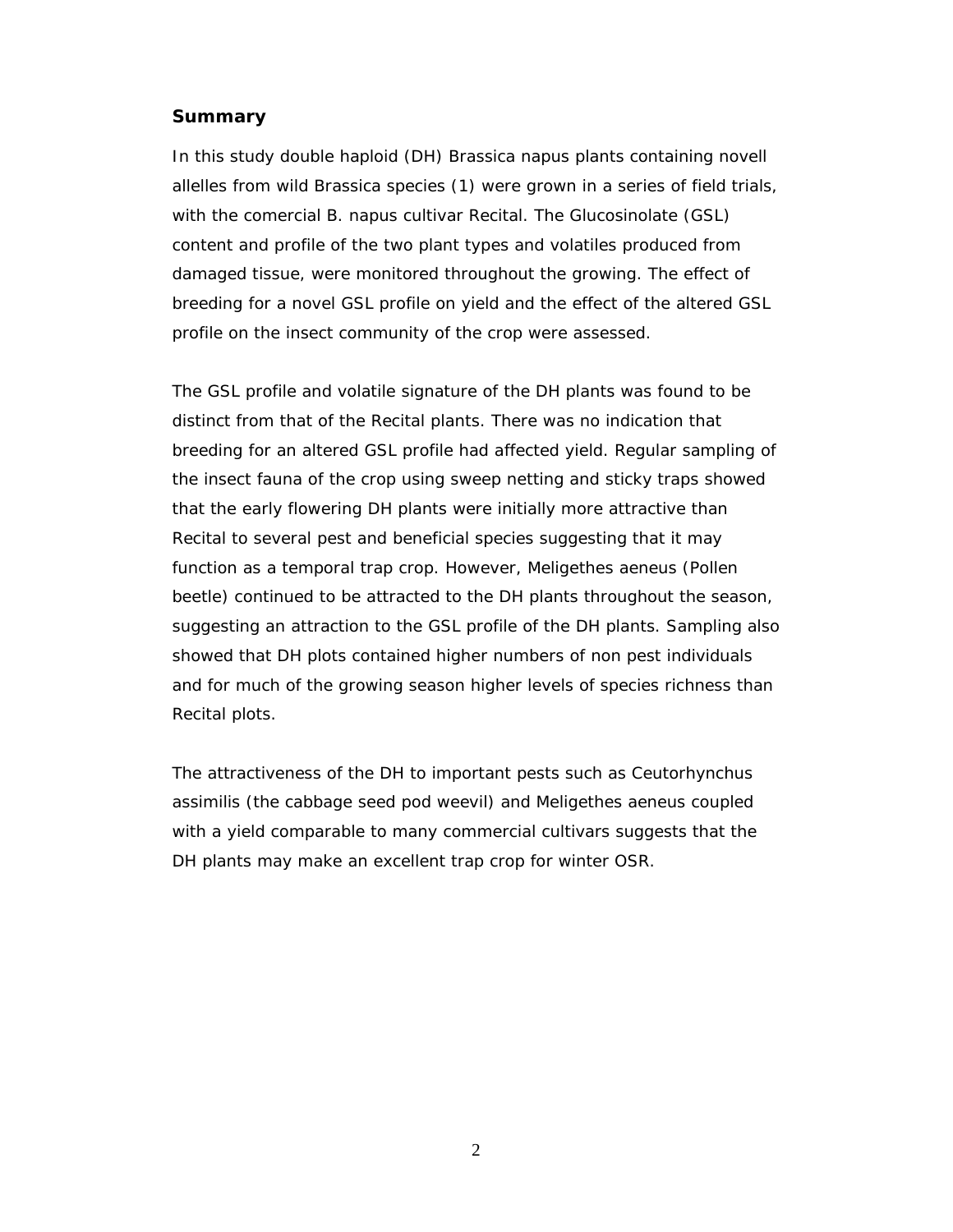## Summary

In this study double haploid (DH) Brassica napus plants containing novell allelles from wild Brassica species (1) were grown in a series of field trials, with the comercial B. napus cultivar Recital. The Glucosinolate (GSL) content and profile of the two plant types and volatiles produced from damaged tissue, were monitored throughout the growing. The effect of breeding for a novel GSL profile on yield and the effect of the altered GSL profile on the insect community of the crop were assessed.

The GSL profile and volatile signature of the DH plants was found to be distinct from that of the Recital plants. There was no indication that breeding for an altered GSL profile had affected yield. Regular sampling of the insect fauna of the crop using sweep netting and sticky traps showed that the early flowering DH plants were initially more attractive than Recital to several pest and beneficial species suggesting that it may function as a temporal trap crop. However, Meligethes aeneus (Pollen beetle) continued to be attracted to the DH plants throughout the season, suggesting an attraction to the GSL profile of the DH plants. Sampling also showed that DH plots contained higher numbers of non pest individuals and for much of the growing season higher levels of species richness than Recital plots.

The attractiveness of the DH to important pests such as Ceutorhynchus assimilis (the cabbage seed pod weevil) and Meligethes aeneus coupled with a yield comparable to many commercial cultivars suggests that the DH plants may make an excellent trap crop for winter OSR.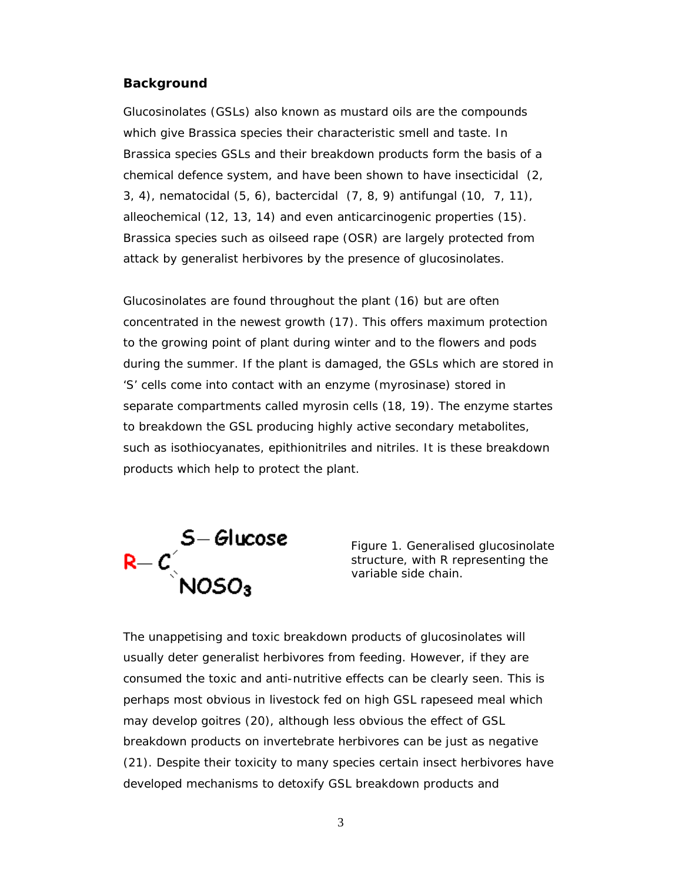## Background

Glucosinolates (GSLs) also known as mustard oils are the compounds which give Brassica species their characteristic smell and taste. In Brassica species GSLs and their breakdown products form the basis of a chemical defence system, and have been shown to have insecticidal (2, 3, 4), nematocidal (5, 6), bactercidal (7, 8, 9) antifungal (10, 7, 11), alleochemical (12, 13, 14) and even anticarcinogenic properties (15). Brassica species such as oilseed rape (OSR) are largely protected from attack by generalist herbivores by the presence of glucosinolates.

Glucosinolates are found throughout the plant (16) but are often concentrated in the newest growth (17). This offers maximum protection to the growing point of plant during winter and to the flowers and pods during the summer. If the plant is damaged, the GSLs which are stored in 'S' cells come into contact with an enzyme (myrosinase) stored in separate compartments called myrosin cells (18, 19). The enzyme startes to breakdown the GSL producing highly active secondary metabolites, such as isothiocyanates, epithionitriles and nitriles. It is these breakdown products which help to protect the plant.

R — C(S — Glucose)(NOSO$_3$)

Figure 1. Generalised glucosinolate structure, with R representing the variable side chain.

The unappetising and toxic breakdown products of glucosinolates will usually deter generalist herbivores from feeding. However, if they are consumed the toxic and anti-nutritive effects can be clearly seen. This is perhaps most obvious in livestock fed on high GSL rapeseed meal which may develop goitres (20), although less obvious the effect of GSL breakdown products on invertebrate herbivores can be just as negative (21). Despite their toxicity to many species certain insect herbivores have developed mechanisms to detoxify GSL breakdown products and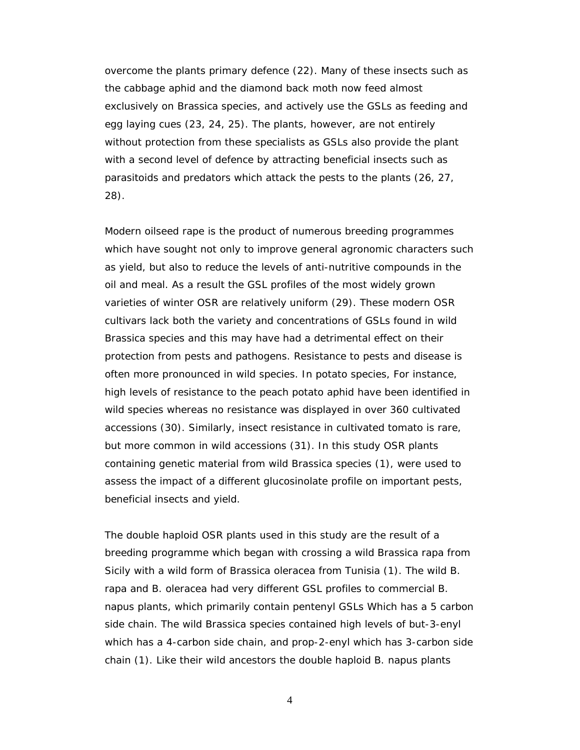overcome the plants primary defence (22). Many of these insects such as the cabbage aphid and the diamond back moth now feed almost exclusively on Brassica species, and actively use the GSLs as feeding and egg laying cues (23, 24, 25). The plants, however, are not entirely without protection from these specialists as GSLs also provide the plant with a second level of defence by attracting beneficial insects such as parasitoids and predators which attack the pests to the plants (26, 27, 28).

Modern oilseed rape is the product of numerous breeding programmes which have sought not only to improve general agronomic characters such as yield, but also to reduce the levels of anti-nutritive compounds in the oil and meal. As a result the GSL profiles of the most widely grown varieties of winter OSR are relatively uniform (29). These modern OSR cultivars lack both the variety and concentrations of GSLs found in wild Brassica species and this may have had a detrimental effect on their protection from pests and pathogens. Resistance to pests and disease is often more pronounced in wild species. In potato species, For instance, high levels of resistance to the peach potato aphid have been identified in wild species whereas no resistance was displayed in over 360 cultivated accessions (30). Similarly, insect resistance in cultivated tomato is rare, but more common in wild accessions (31). In this study OSR plants containing genetic material from wild Brassica species (1), were used to assess the impact of a different glucosinolate profile on important pests, beneficial insects and yield.

The double haploid OSR plants used in this study are the result of a breeding programme which began with crossing a wild Brassica rapa from Sicily with a wild form of Brassica oleracea from Tunisia (1). The wild B. rapa and B. oleracea had very different GSL profiles to commercial B. napus plants, which primarily contain pentenyl GSLs Which has a 5 carbon side chain. The wild Brassica species contained high levels of but-3-enyl which has a 4-carbon side chain, and prop-2-enyl which has 3-carbon side chain (1). Like their wild ancestors the double haploid B. napus plants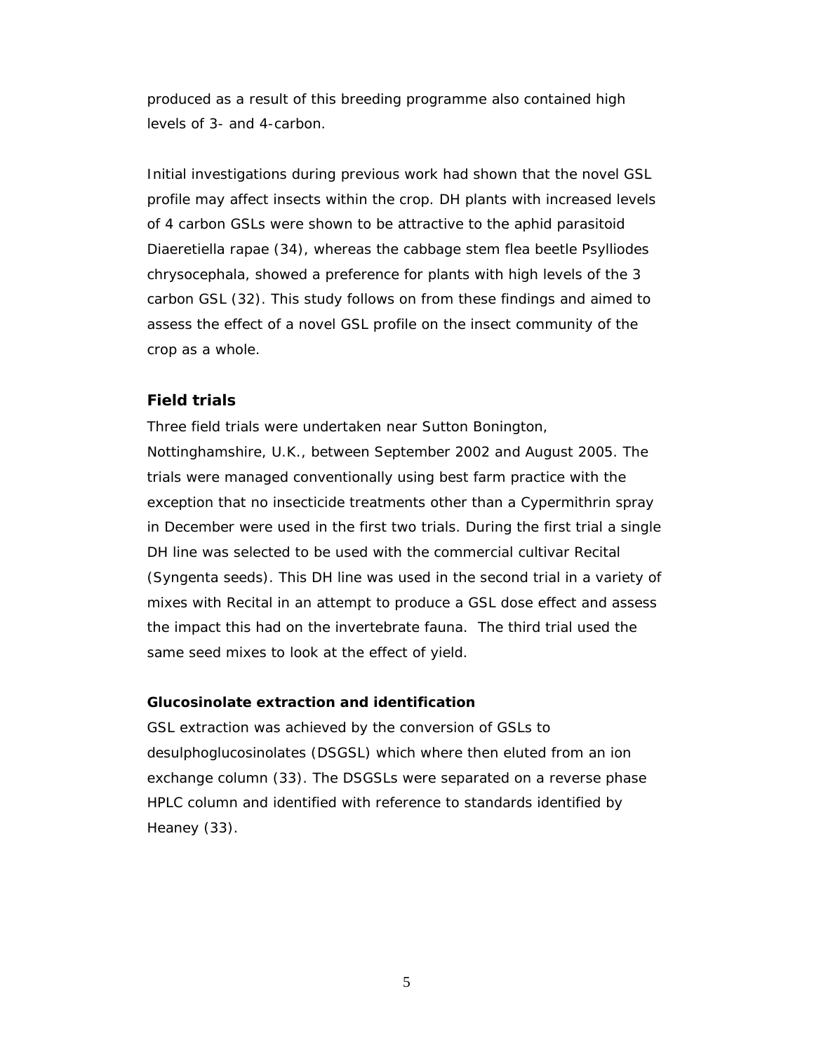produced as a result of this breeding programme also contained high levels of 3- and 4-carbon.

Initial investigations during previous work had shown that the novel GSL profile may affect insects within the crop. DH plants with increased levels of 4 carbon GSLs were shown to be attractive to the aphid parasitoid *Diaeretiella rapae* (34), whereas the cabbage stem flea beetle *Psylliodes chrysocephala*, showed a preference for plants with high levels of the 3 carbon GSL (32). This study follows on from these findings and aimed to assess the effect of a novel GSL profile on the insect community of the crop as a whole.

### Field trials

Three field trials were undertaken near Sutton Bonington, Nottinghamshire, U.K., between September 2002 and August 2005. The trials were managed conventionally using best farm practice with the exception that no insecticide treatments other than a Cypermithrin spray in December were used in the first two trials. During the first trial a single DH line was selected to be used with the commercial cultivar Recital (Syngenta seeds). This DH line was used in the second trial in a variety of mixes with Recital in an attempt to produce a GSL dose effect and assess the impact this had on the invertebrate fauna. The third trial used the same seed mixes to look at the effect of yield.

#### Glucosinolate extraction and identification

GSL extraction was achieved by the conversion of GSLs to desulphoglucosinolates (DSGSL) which where then eluted from an ion exchange column (33). The DSGSLs were separated on a reverse phase HPLC column and identified with reference to standards identified by Heaney (33).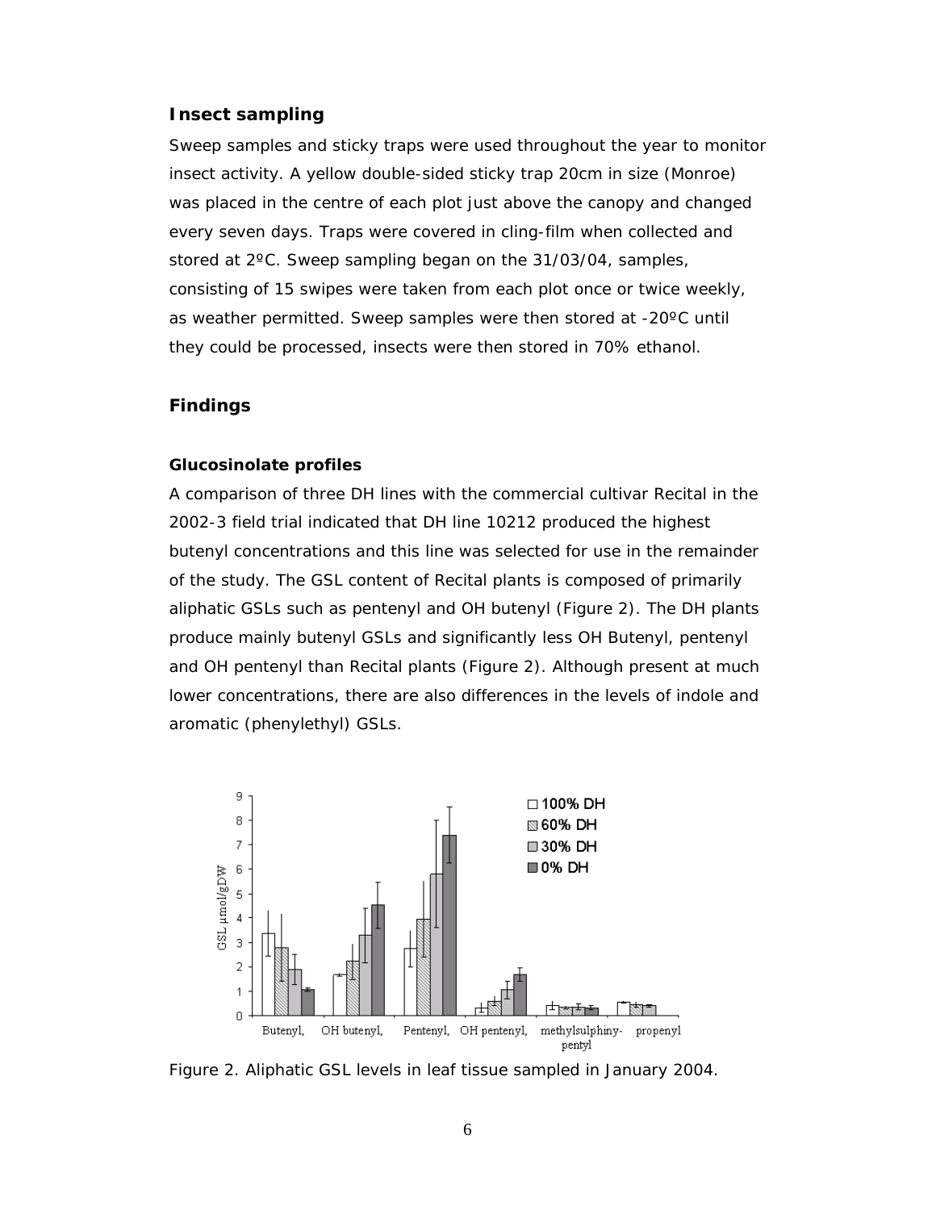### Insect sampling

Sweep samples and sticky traps were used throughout the year to monitor insect activity. A yellow double-sided sticky trap 20cm in size (Monroe) was placed in the centre of each plot just above the canopy and changed every seven days. Traps were covered in cling-film when collected and stored at 2ºC. Sweep sampling began on the 31/03/04, samples, consisting of 15 swipes were taken from each plot once or twice weekly, as weather permitted. Sweep samples were then stored at -20ºC until they could be processed, insects were then stored in 70% ethanol.

## Findings

### Glucosinolate profiles

A comparison of three DH lines with the commercial cultivar Recital in the 2002-3 field trial indicated that DH line 10212 produced the highest butenyl concentrations and this line was selected for use in the remainder of the study. The GSL content of Recital plants is composed of primarily aliphatic GSLs such as pentenyl and OH butenyl (Figure 2). The DH plants produce mainly butenyl GSLs and significantly less OH Butenyl, pentenyl and OH pentenyl than Recital plants (Figure 2). Although present at much lower concentrations, there are also differences in the levels of indole and aromatic (phenylethyl) GSLs.

Figure 2. Aliphatic GSL levels in leaf tissue sampled in January 2004.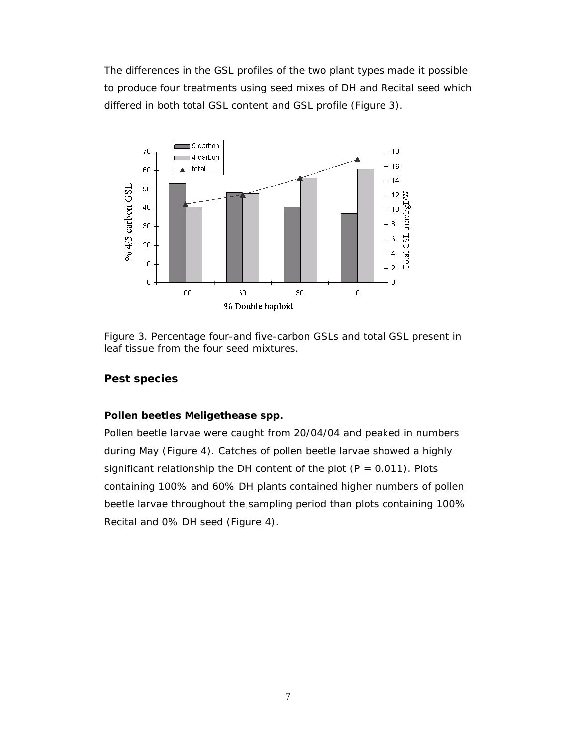The differences in the GSL profiles of the two plant types made it possible to produce four treatments using seed mixes of DH and Recital seed which differed in both total GSL content and GSL profile (Figure 3).

Figure 3. Percentage four-and five-carbon GSLs and total GSL present in leaf tissue from the four seed mixtures.

## Pest species

### Pollen beetles Meligethease spp.

Pollen beetle larvae were caught from 20/04/04 and peaked in numbers during May (Figure 4). Catches of pollen beetle larvae showed a highly significant relationship the DH content of the plot ($P = 0.011$). Plots containing 100% and 60% DH plants contained higher numbers of pollen beetle larvae throughout the sampling period than plots containing 100% Recital and 0% DH seed (Figure 4).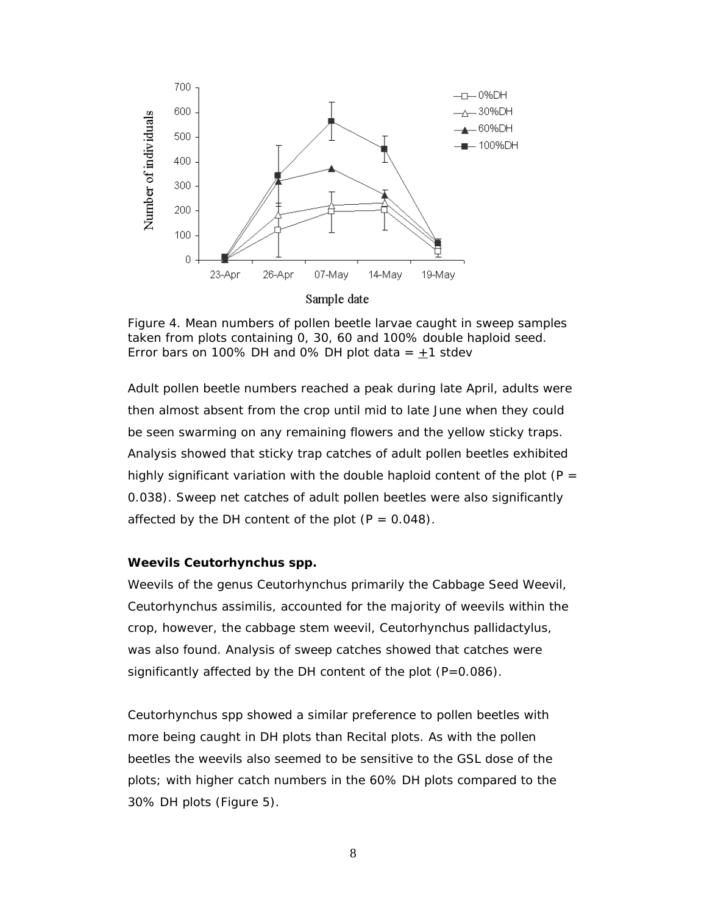Figure 4. Mean numbers of pollen beetle larvae caught in sweep samples taken from plots containing 0, 30, 60 and 100% double haploid seed. Error bars on 100% DH and 0% DH plot data = $\pm$1 stdev

Adult pollen beetle numbers reached a peak during late April, adults were then almost absent from the crop until mid to late June when they could be seen swarming on any remaining flowers and the yellow sticky traps. Analysis showed that sticky trap catches of adult pollen beetles exhibited highly significant variation with the double haploid content of the plot ($P = 0.038$). Sweep net catches of adult pollen beetles were also significantly affected by the DH content of the plot ($P = 0.048$).

**Weevils Ceutorhynchus spp.**

Weevils of the genus Ceutorhynchus primarily the Cabbage Seed Weevil, Ceutorhynchus assimilis, accounted for the majority of weevils within the crop, however, the cabbage stem weevil, Ceutorhynchus pallidactylus, was also found. Analysis of sweep catches showed that catches were significantly affected by the DH content of the plot ($P=0.086$).

Ceutorhynchus spp showed a similar preference to pollen beetles with more being caught in DH plots than Recital plots. As with the pollen beetles the weevils also seemed to be sensitive to the GSL dose of the plots; with higher catch numbers in the 60% DH plots compared to the 30% DH plots (Figure 5).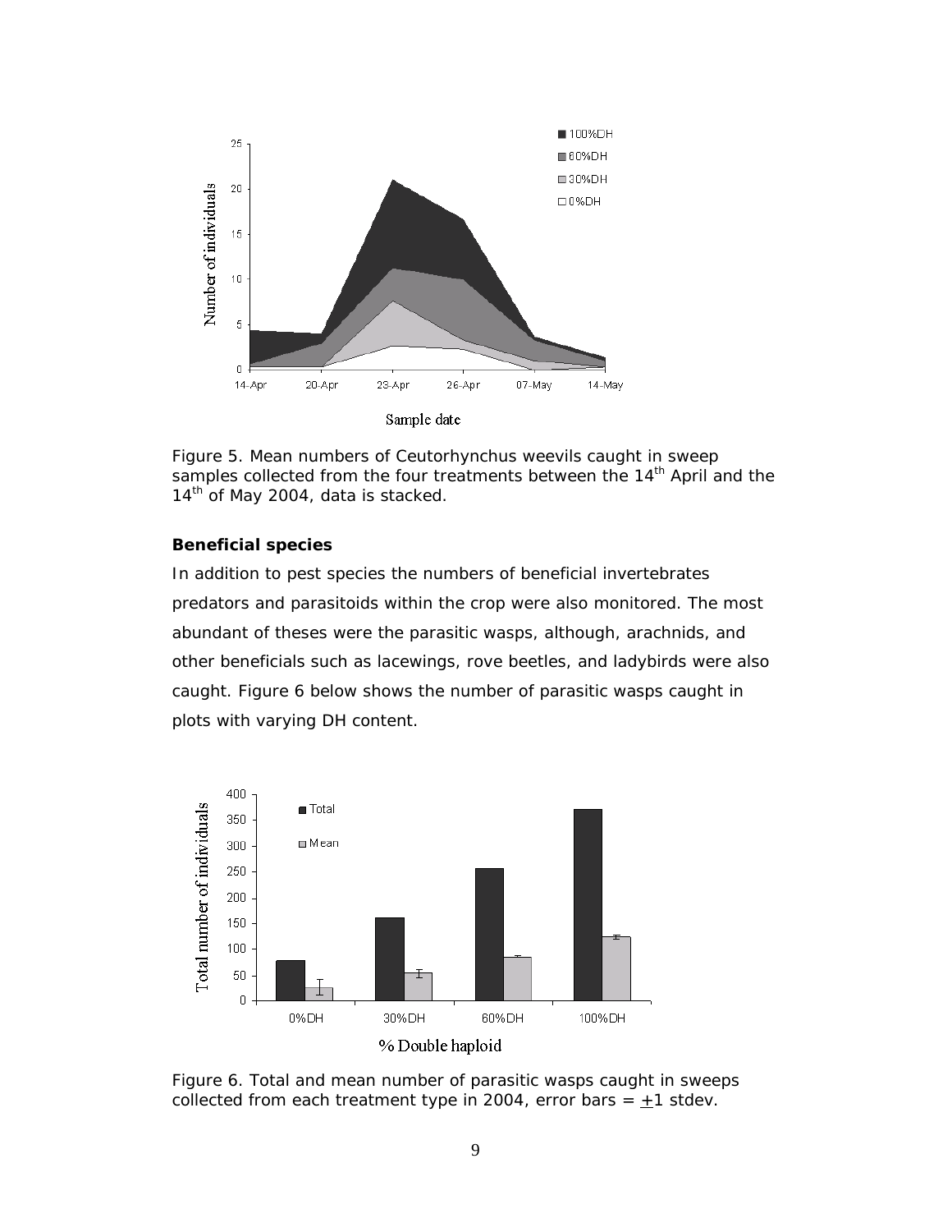Figure 5. Mean numbers of Ceutorhynchus weevils caught in sweep samples collected from the four treatments between the 14th April and the 14th of May 2004, data is stacked.

**Beneficial species**

In addition to pest species the numbers of beneficial invertebrates predators and parasitoids within the crop were also monitored. The most abundant of theses were the parasitic wasps, although, arachnids, and other beneficials such as lacewings, rove beetles, and ladybirds were also caught. Figure 6 below shows the number of parasitic wasps caught in plots with varying DH content.

Figure 6. Total and mean number of parasitic wasps caught in sweeps collected from each treatment type in 2004, error bars = ±1 stdev.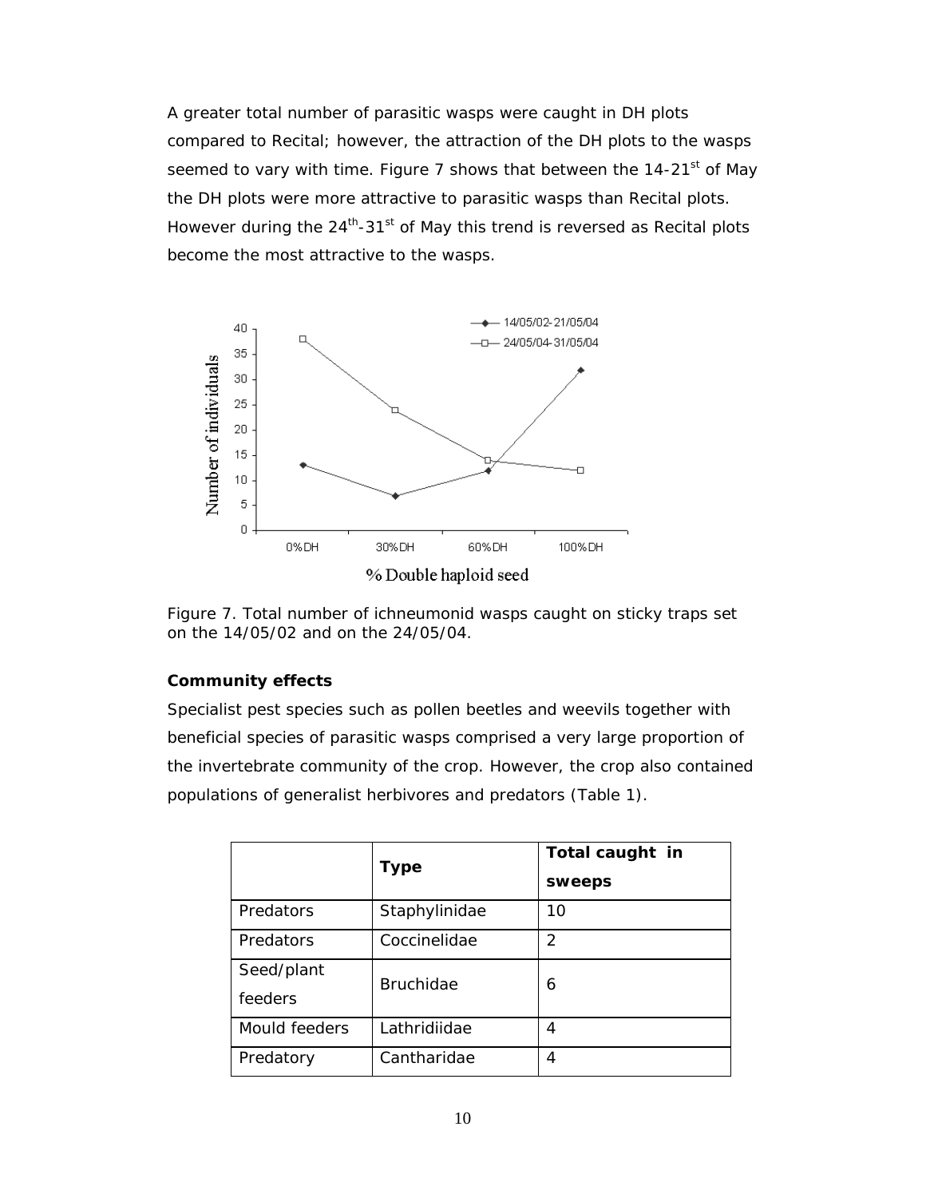A greater total number of parasitic wasps were caught in DH plots compared to Recital; however, the attraction of the DH plots to the wasps seemed to vary with time. Figure 7 shows that between the 14-21[st] of May the DH plots were more attractive to parasitic wasps than Recital plots. However during the 24[th]-31[st] of May this trend is reversed as Recital plots become the most attractive to the wasps.

Figure 7. Total number of ichneumonid wasps caught on sticky traps set on the 14/05/02 and on the 24/05/04.

**Community effects**

Specialist pest species such as pollen beetles and weevils together with beneficial species of parasitic wasps comprised a very large proportion of the invertebrate community of the crop. However, the crop also contained populations of generalist herbivores and predators (Table 1).

| | Type | Total caught in sweeps |
|---|---|---|
| Predators | Staphylinidae | 10 |
| Predators | Coccinelidae | 2 |
| Seed/plant feeders | Bruchidae | 6 |
| Mould feeders | Lathridiidae | 4 |
| Predatory | Cantharidae | 4 |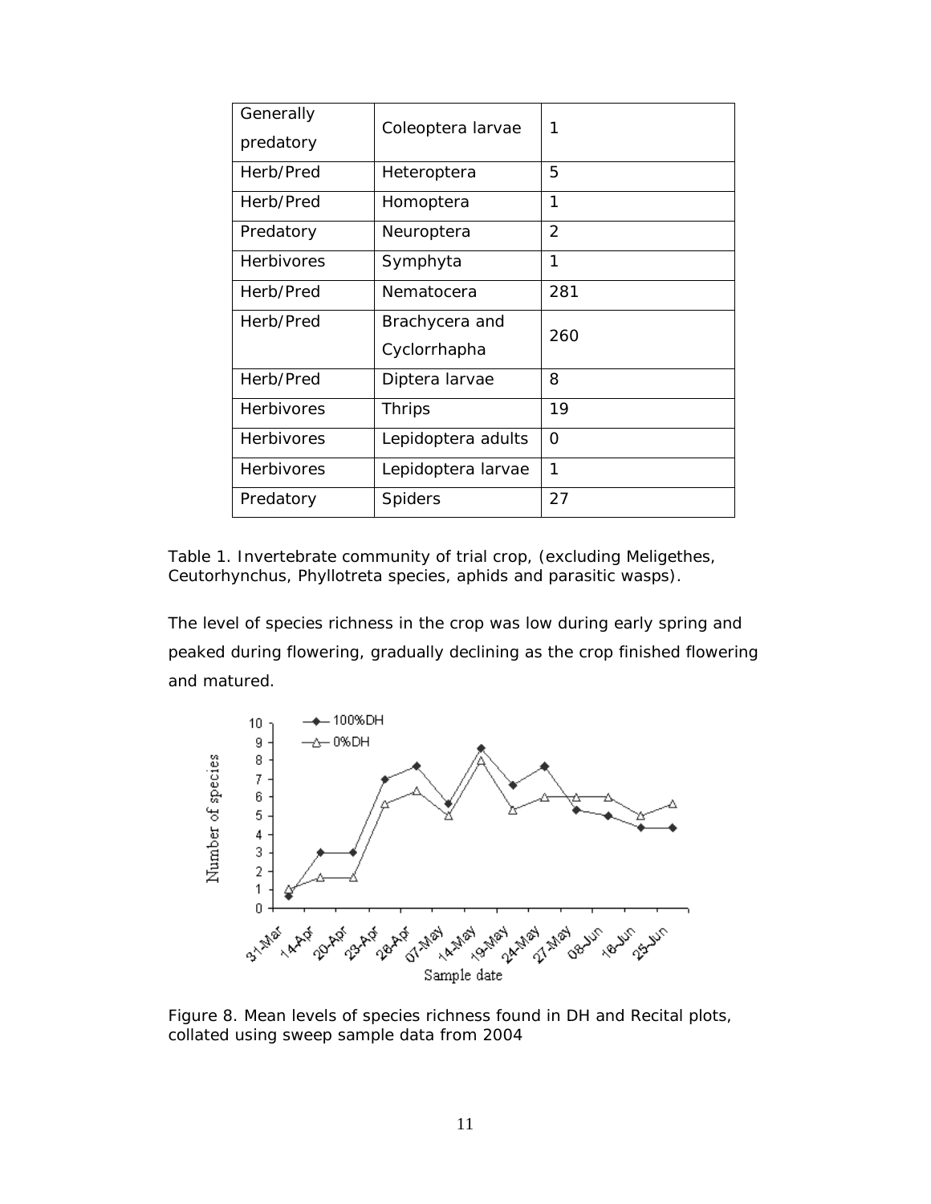| Generally predatory | Coleoptera larvae | 1 |
|---|---|---|
| Herb/Pred | Heteroptera | 5 |
| Herb/Pred | Homoptera | 1 |
| Predatory | Neuroptera | 2 |
| Herbivores | Symphyta | 1 |
| Herb/Pred | Nematocera | 281 |
| Herb/Pred | Brachycera and Cyclorrhapha | 260 |
| Herb/Pred | Diptera larvae | 8 |
| Herbivores | Thrips | 19 |
| Herbivores | Lepidoptera adults | 0 |
| Herbivores | Lepidoptera larvae | 1 |
| Predatory | Spiders | 27 |

Table 1. Invertebrate community of trial crop, (excluding Meligethes, Ceutorhynchus, Phyllotreta species, aphids and parasitic wasps).

The level of species richness in the crop was low during early spring and peaked during flowering, gradually declining as the crop finished flowering and matured.

Figure 8. Mean levels of species richness found in DH and Recital plots, collated using sweep sample data from 2004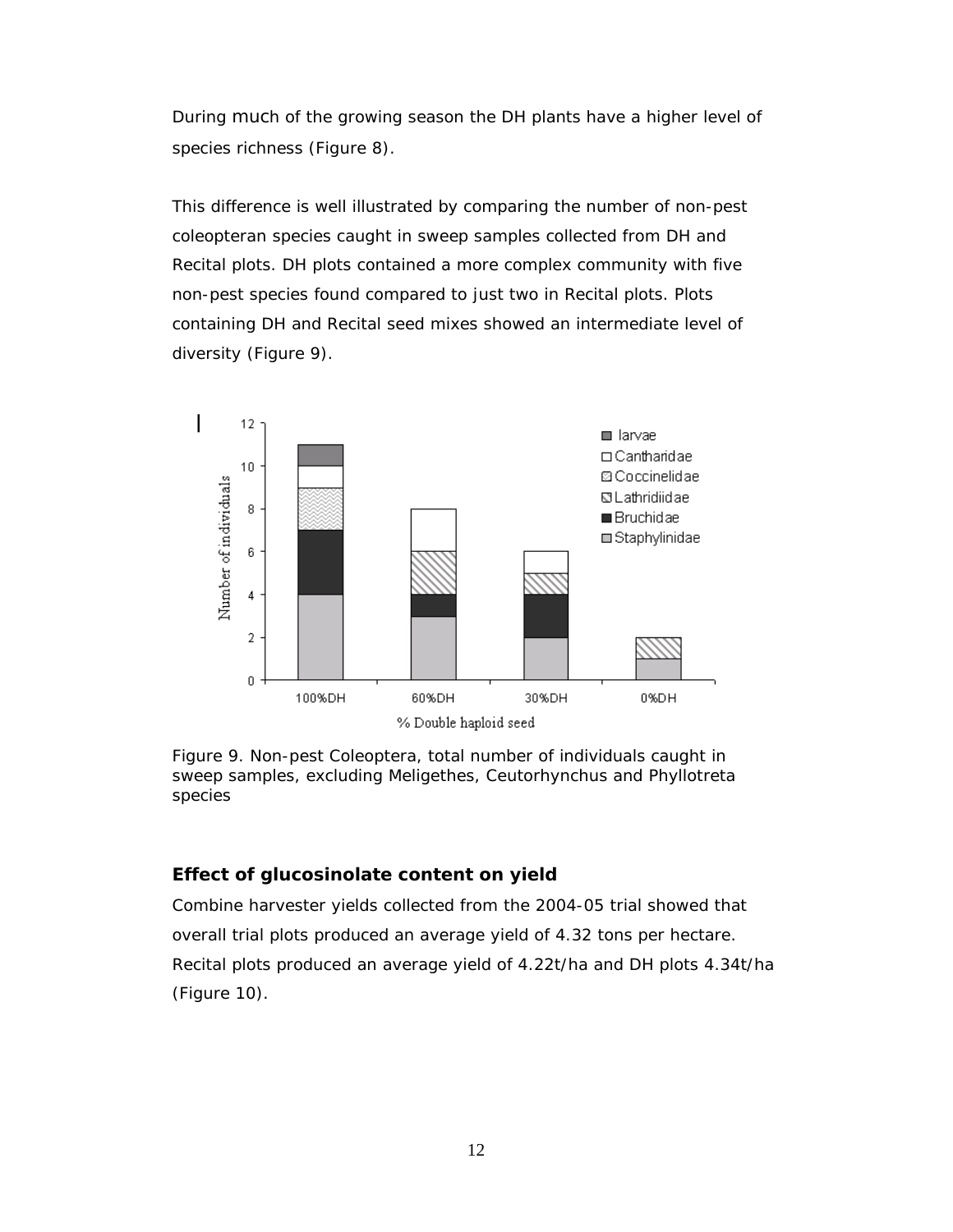During much of the growing season the DH plants have a higher level of species richness (Figure 8).

This difference is well illustrated by comparing the number of non-pest coleopteran species caught in sweep samples collected from DH and Recital plots. DH plots contained a more complex community with five non-pest species found compared to just two in Recital plots. Plots containing DH and Recital seed mixes showed an intermediate level of diversity (Figure 9).

Figure 9. Non-pest Coleoptera, total number of individuals caught in sweep samples, excluding Meligethes, Ceutorhynchus and Phyllotreta species

### Effect of glucosinolate content on yield

Combine harvester yields collected from the 2004-05 trial showed that overall trial plots produced an average yield of 4.32 tons per hectare. Recital plots produced an average yield of 4.22t/ha and DH plots 4.34t/ha (Figure 10).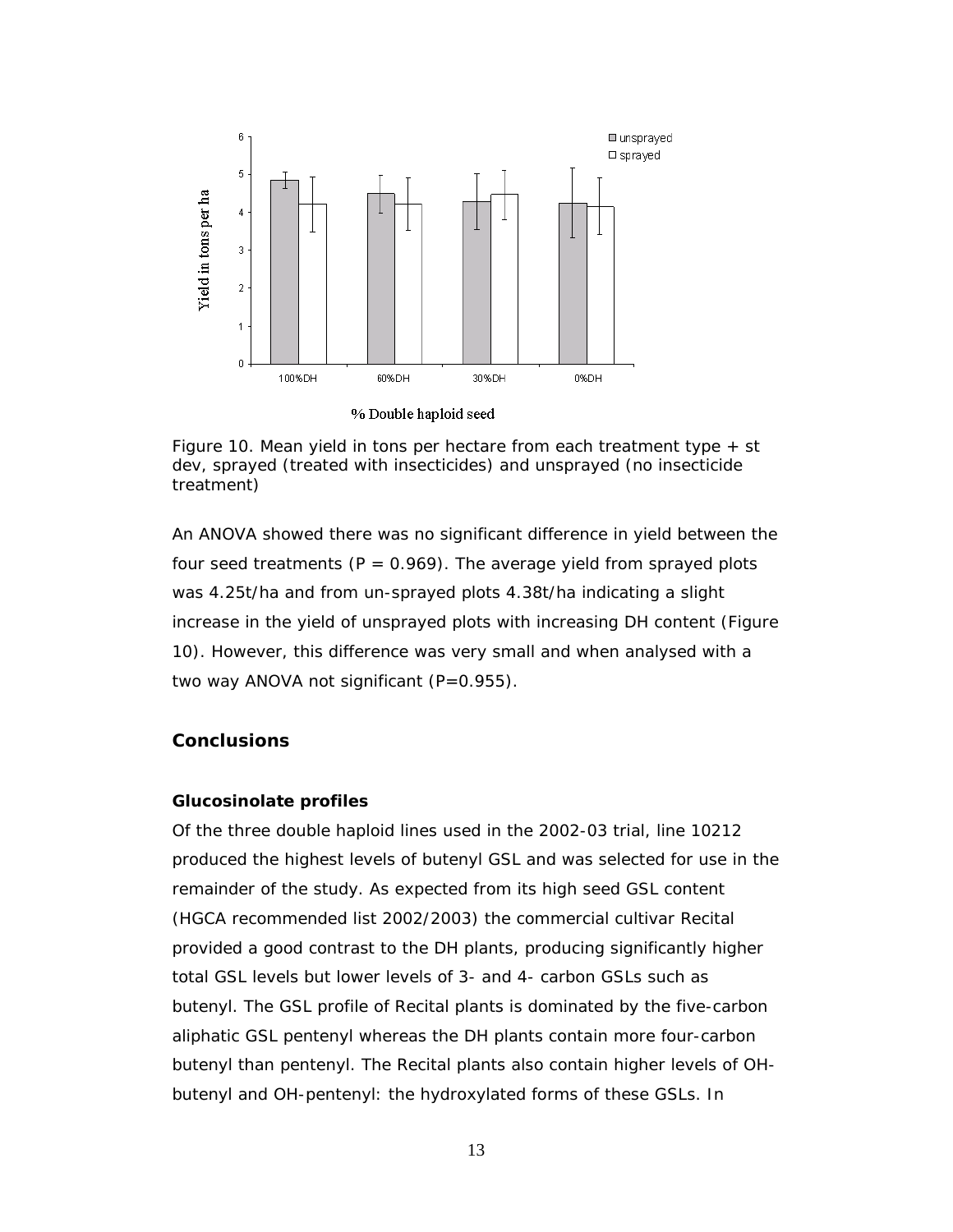Figure 10. Mean yield in tons per hectare from each treatment type + st dev, sprayed (treated with insecticides) and unsprayed (no insecticide treatment)

An ANOVA showed there was no significant difference in yield between the four seed treatments ($P = 0.969$). The average yield from sprayed plots was 4.25t/ha and from un-sprayed plots 4.38t/ha indicating a slight increase in the yield of unsprayed plots with increasing DH content (Figure 10). However, this difference was very small and when analysed with a two way ANOVA not significant ($P=0.955$).

## Conclusions

### Glucosinolate profiles

Of the three double haploid lines used in the 2002-03 trial, line 10212 produced the highest levels of butenyl GSL and was selected for use in the remainder of the study. As expected from its high seed GSL content (HGCA recommended list 2002/2003) the commercial cultivar Recital provided a good contrast to the DH plants, producing significantly higher total GSL levels but lower levels of 3- and 4- carbon GSLs such as butenyl. The GSL profile of Recital plants is dominated by the five-carbon aliphatic GSL pentenyl whereas the DH plants contain more four-carbon butenyl than pentenyl. The Recital plants also contain higher levels of OH-butenyl and OH-pentenyl: the hydroxylated forms of these GSLs. In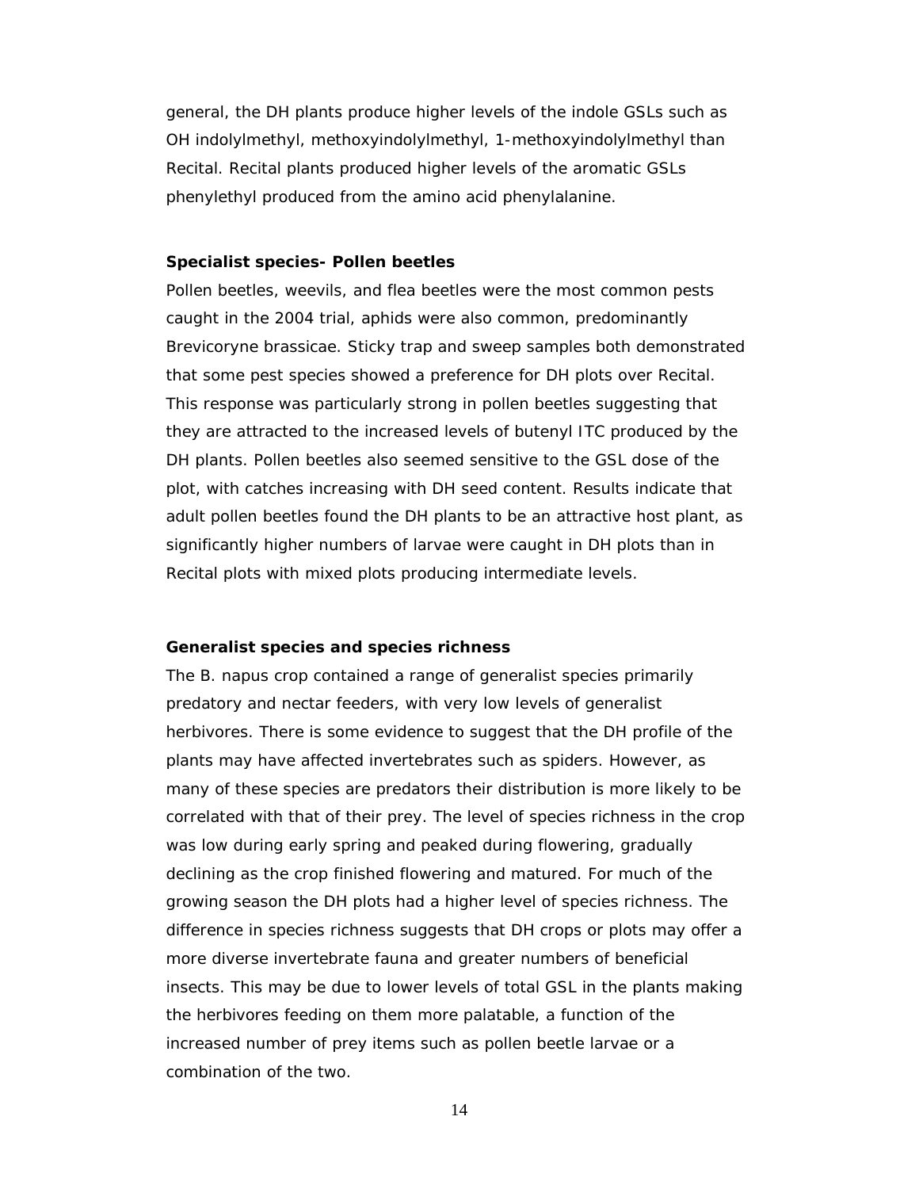general, the DH plants produce higher levels of the indole GSLs such as OH indolylmethyl, methoxyindolylmethyl, 1-methoxyindolylmethyl than Recital. Recital plants produced higher levels of the aromatic GSLs phenylethyl produced from the amino acid phenylalanine.

**Specialist species- Pollen beetles**

Pollen beetles, weevils, and flea beetles were the most common pests caught in the 2004 trial, aphids were also common, predominantly Brevicoryne brassicae. Sticky trap and sweep samples both demonstrated that some pest species showed a preference for DH plots over Recital. This response was particularly strong in pollen beetles suggesting that they are attracted to the increased levels of butenyl ITC produced by the DH plants. Pollen beetles also seemed sensitive to the GSL dose of the plot, with catches increasing with DH seed content. Results indicate that adult pollen beetles found the DH plants to be an attractive host plant, as significantly higher numbers of larvae were caught in DH plots than in Recital plots with mixed plots producing intermediate levels.

**Generalist species and species richness**

The B. napus crop contained a range of generalist species primarily predatory and nectar feeders, with very low levels of generalist herbivores. There is some evidence to suggest that the DH profile of the plants may have affected invertebrates such as spiders. However, as many of these species are predators their distribution is more likely to be correlated with that of their prey. The level of species richness in the crop was low during early spring and peaked during flowering, gradually declining as the crop finished flowering and matured. For much of the growing season the DH plots had a higher level of species richness. The difference in species richness suggests that DH crops or plots may offer a more diverse invertebrate fauna and greater numbers of beneficial insects. This may be due to lower levels of total GSL in the plants making the herbivores feeding on them more palatable, a function of the increased number of prey items such as pollen beetle larvae or a combination of the two.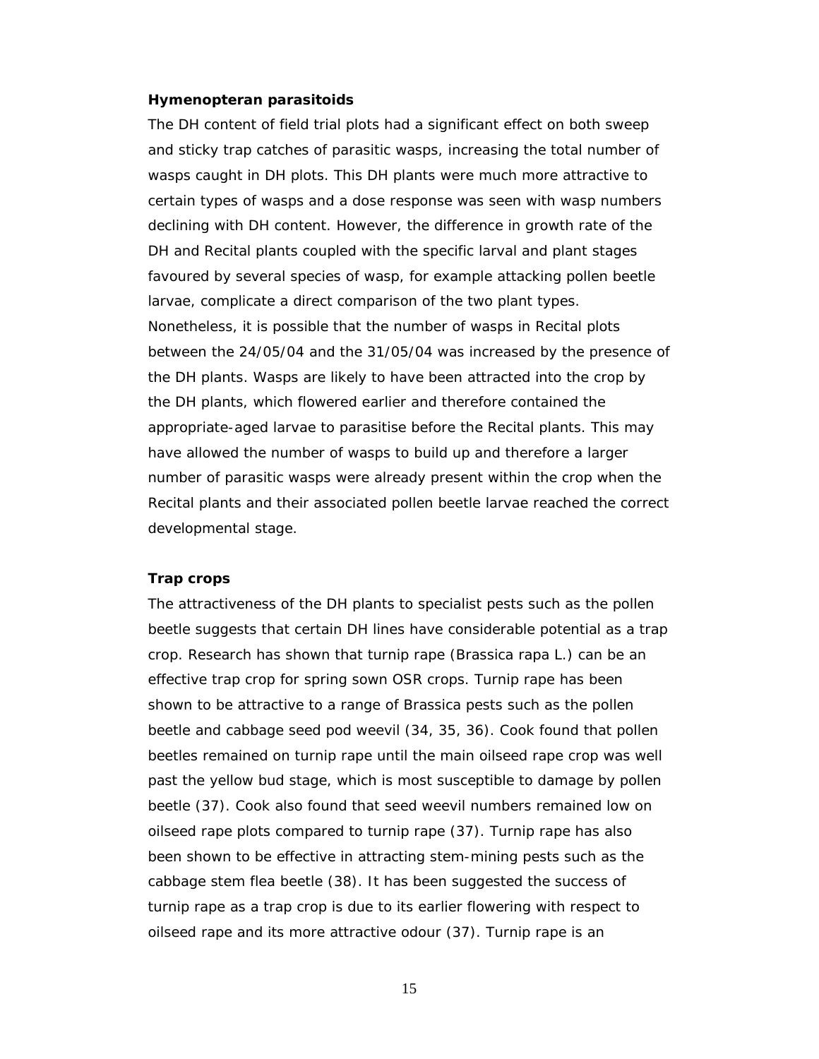**Hymenopteran parasitoids**

The DH content of field trial plots had a significant effect on both sweep and sticky trap catches of parasitic wasps, increasing the total number of wasps caught in DH plots. This DH plants were much more attractive to certain types of wasps and a dose response was seen with wasp numbers declining with DH content. However, the difference in growth rate of the DH and Recital plants coupled with the specific larval and plant stages favoured by several species of wasp, for example attacking pollen beetle larvae, complicate a direct comparison of the two plant types. Nonetheless, it is possible that the number of wasps in Recital plots between the 24/05/04 and the 31/05/04 was increased by the presence of the DH plants. Wasps are likely to have been attracted into the crop by the DH plants, which flowered earlier and therefore contained the appropriate-aged larvae to parasitise before the Recital plants. This may have allowed the number of wasps to build up and therefore a larger number of parasitic wasps were already present within the crop when the Recital plants and their associated pollen beetle larvae reached the correct developmental stage.

**Trap crops**

The attractiveness of the DH plants to specialist pests such as the pollen beetle suggests that certain DH lines have considerable potential as a trap crop. Research has shown that turnip rape (*Brassica rapa* L.) can be an effective trap crop for spring sown OSR crops. Turnip rape has been shown to be attractive to a range of Brassica pests such as the pollen beetle and cabbage seed pod weevil (34, 35, 36). Cook found that pollen beetles remained on turnip rape until the main oilseed rape crop was well past the yellow bud stage, which is most susceptible to damage by pollen beetle (37). Cook also found that seed weevil numbers remained low on oilseed rape plots compared to turnip rape (37). Turnip rape has also been shown to be effective in attracting stem-mining pests such as the cabbage stem flea beetle (38). It has been suggested the success of turnip rape as a trap crop is due to its earlier flowering with respect to oilseed rape and its more attractive odour (37). Turnip rape is an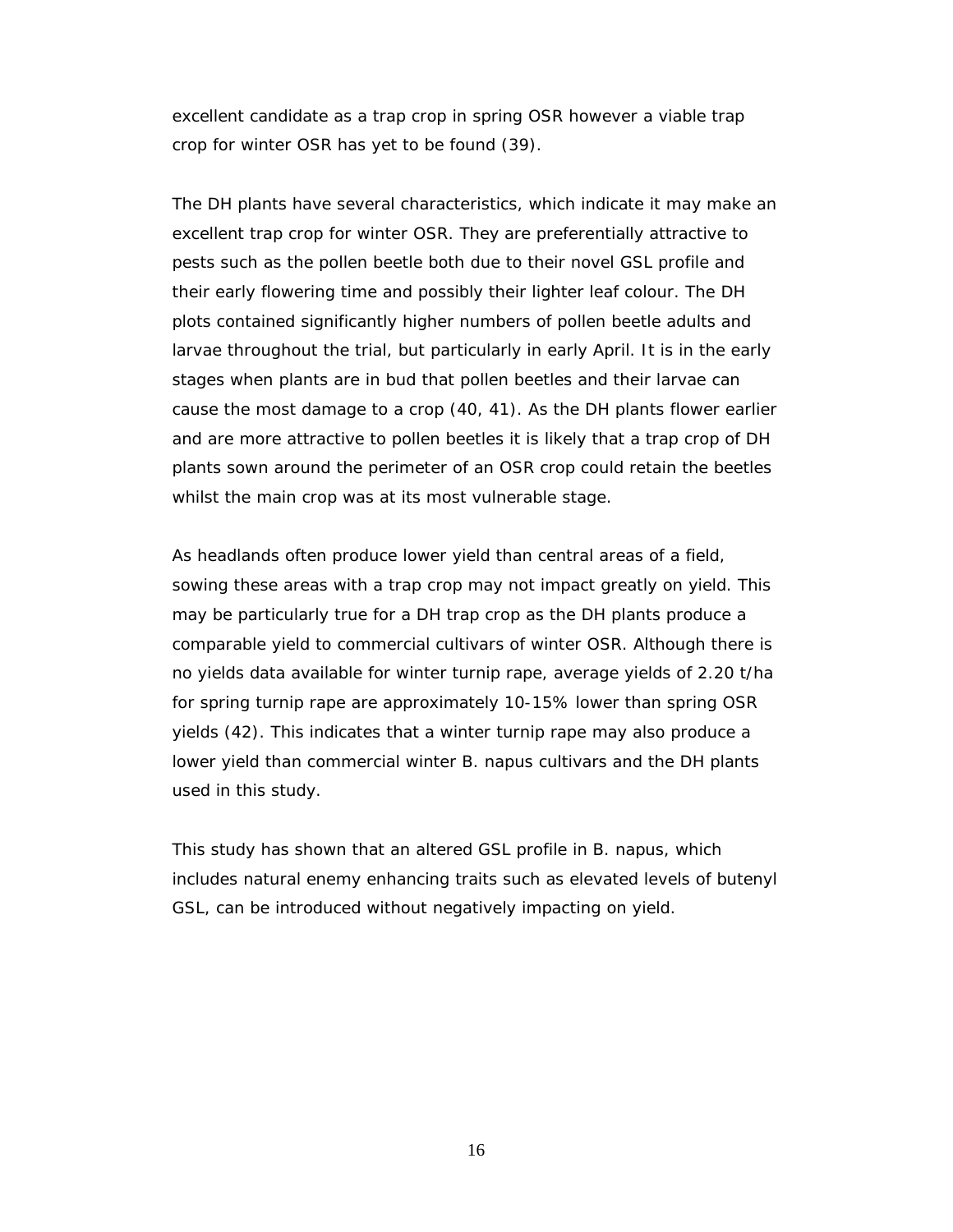excellent candidate as a trap crop in spring OSR however a viable trap crop for winter OSR has yet to be found (39).

The DH plants have several characteristics, which indicate it may make an excellent trap crop for winter OSR. They are preferentially attractive to pests such as the pollen beetle both due to their novel GSL profile and their early flowering time and possibly their lighter leaf colour. The DH plots contained significantly higher numbers of pollen beetle adults and larvae throughout the trial, but particularly in early April. It is in the early stages when plants are in bud that pollen beetles and their larvae can cause the most damage to a crop (40, 41). As the DH plants flower earlier and are more attractive to pollen beetles it is likely that a trap crop of DH plants sown around the perimeter of an OSR crop could retain the beetles whilst the main crop was at its most vulnerable stage.

As headlands often produce lower yield than central areas of a field, sowing these areas with a trap crop may not impact greatly on yield. This may be particularly true for a DH trap crop as the DH plants produce a comparable yield to commercial cultivars of winter OSR. Although there is no yields data available for winter turnip rape, average yields of 2.20 t/ha for spring turnip rape are approximately 10-15% lower than spring OSR yields (42). This indicates that a winter turnip rape may also produce a lower yield than commercial winter B. napus cultivars and the DH plants used in this study.

This study has shown that an altered GSL profile in B. napus, which includes natural enemy enhancing traits such as elevated levels of butenyl GSL, can be introduced without negatively impacting on yield.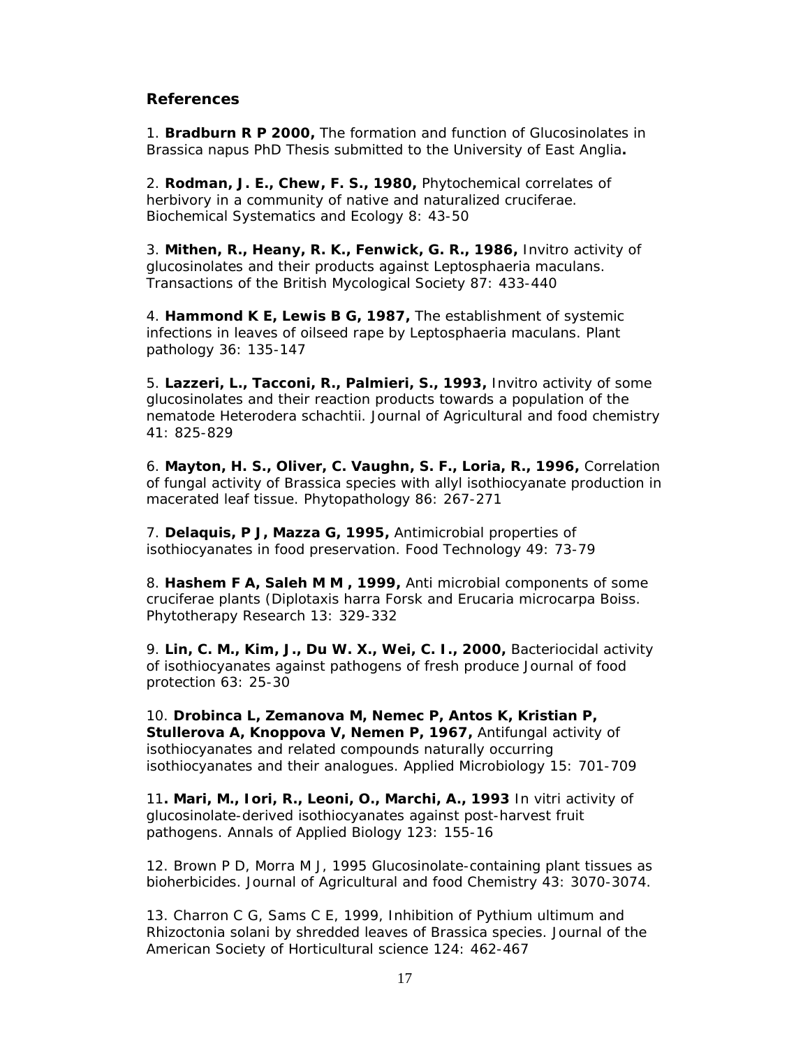## References

1. **Bradburn R P 2000,** The formation and function of Glucosinolates in Brassica napus PhD Thesis submitted to the University of East Anglia**.**

2. **Rodman, J. E., Chew, F. S., 1980,** Phytochemical correlates of herbivory in a community of native and naturalized cruciferae. Biochemical Systematics and Ecology 8: 43-50

3. **Mithen, R., Heany, R. K., Fenwick, G. R., 1986,** Invitro activity of glucosinolates and their products against Leptosphaeria maculans. Transactions of the British Mycological Society 87: 433-440

4. **Hammond K E, Lewis B G, 1987,** The establishment of systemic infections in leaves of oilseed rape by Leptosphaeria maculans. Plant pathology 36: 135-147

5. **Lazzeri, L., Tacconi, R., Palmieri, S., 1993,** Invitro activity of some glucosinolates and their reaction products towards a population of the nematode Heterodera schachtii. Journal of Agricultural and food chemistry 41: 825-829

6. **Mayton, H. S., Oliver, C. Vaughn, S. F., Loria, R., 1996,** Correlation of fungal activity of Brassica species with allyl isothiocyanate production in macerated leaf tissue. Phytopathology 86: 267-271

7. **Delaquis, P J, Mazza G, 1995,** Antimicrobial properties of isothiocyanates in food preservation. Food Technology 49: 73-79

8. **Hashem F A, Saleh M M , 1999,** Anti microbial components of some cruciferae plants (Diplotaxis harra Forsk and Erucaria microcarpa Boiss. Phytotherapy Research 13: 329-332

9. **Lin, C. M., Kim, J., Du W. X., Wei, C. I., 2000,** Bacteriocidal activity of isothiocyanates against pathogens of fresh produce Journal of food protection 63: 25-30

10. **Drobinca L, Zemanova M, Nemec P, Antos K, Kristian P, Stullerova A, Knoppova V, Nemen P, 1967,** Antifungal activity of isothiocyanates and related compounds naturally occurring isothiocyanates and their analogues. Applied Microbiology 15: 701-709

11**. Mari, M., Iori, R., Leoni, O., Marchi, A., 1993** In vitri activity of glucosinolate-derived isothiocyanates against post-harvest fruit pathogens. Annals of Applied Biology 123: 155-16

12. Brown P D, Morra M J, 1995 Glucosinolate-containing plant tissues as bioherbicides. Journal of Agricultural and food Chemistry 43: 3070-3074.

13. Charron C G, Sams C E, 1999, Inhibition of Pythium ultimum and Rhizoctonia solani by shredded leaves of Brassica species. Journal of the American Society of Horticultural science 124: 462-467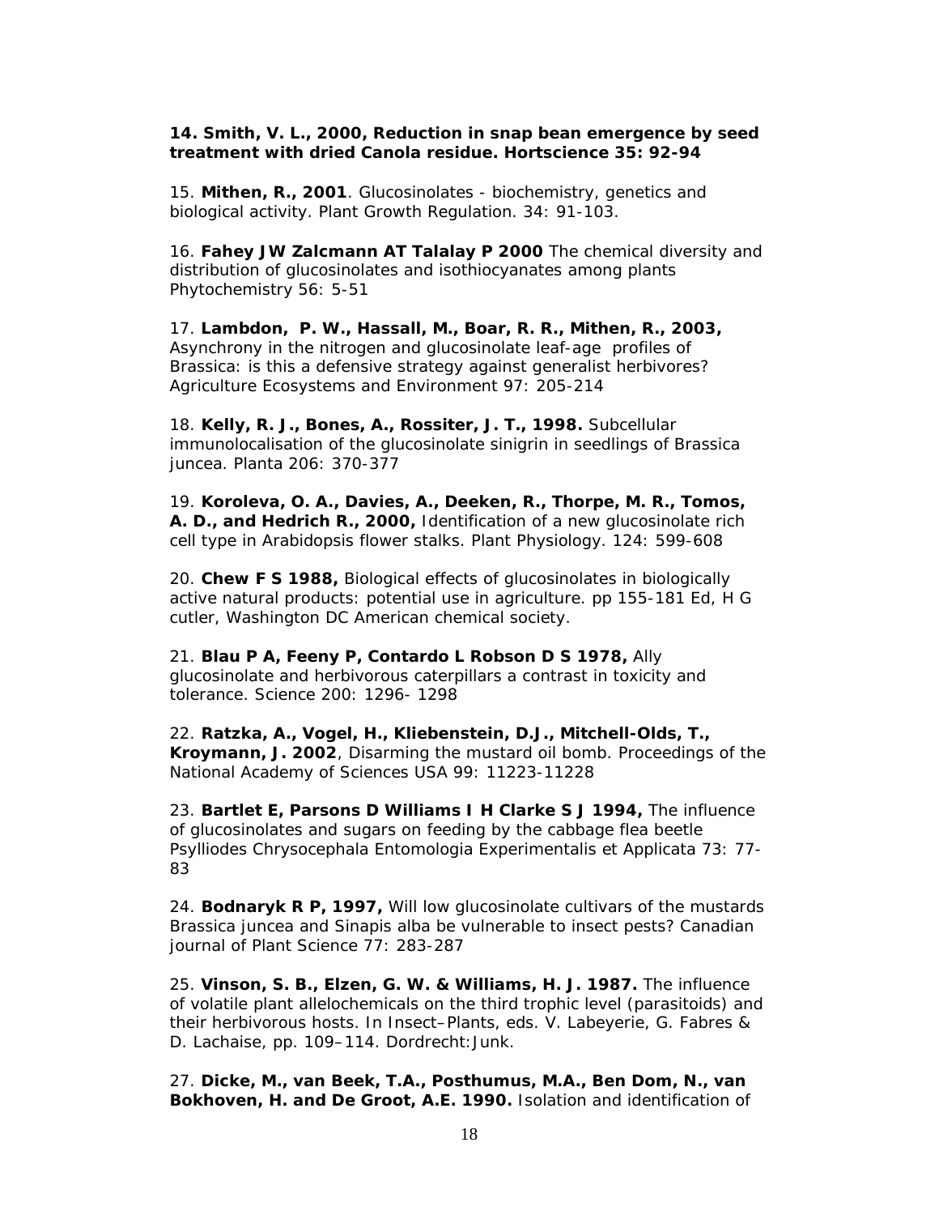**14. Smith, V. L., 2000, Reduction in snap bean emergence by seed treatment with dried Canola residue. Hortscience 35: 92-94**

15. **Mithen, R., 2001**. Glucosinolates - biochemistry, genetics and biological activity. Plant Growth Regulation. 34: 91-103.

16. **Fahey JW Zalcmann AT Talalay P 2000** The chemical diversity and distribution of glucosinolates and isothiocyanates among plants Phytochemistry 56: 5-51

17. **Lambdon, P. W., Hassall, M., Boar, R. R., Mithen, R., 2003,** Asynchrony in the nitrogen and glucosinolate leaf-age profiles of Brassica: is this a defensive strategy against generalist herbivores? Agriculture Ecosystems and Environment 97: 205-214

18. **Kelly, R. J., Bones, A., Rossiter, J. T., 1998.** Subcellular immunolocalisation of the glucosinolate sinigrin in seedlings of Brassica juncea. Planta 206: 370-377

19. **Koroleva, O. A., Davies, A., Deeken, R., Thorpe, M. R., Tomos, A. D., and Hedrich R., 2000,** Identification of a new glucosinolate rich cell type in Arabidopsis flower stalks. Plant Physiology. 124: 599-608

20. **Chew F S 1988,** Biological effects of glucosinolates in biologically active natural products: potential use in agriculture. pp 155-181 Ed, H G cutler, Washington DC American chemical society.

21. **Blau P A, Feeny P, Contardo L Robson D S 1978,** Ally glucosinolate and herbivorous caterpillars a contrast in toxicity and tolerance. Science 200: 1296- 1298

22. **Ratzka, A., Vogel, H., Kliebenstein, D.J., Mitchell-Olds, T., Kroymann, J. 2002**, Disarming the mustard oil bomb. Proceedings of the National Academy of Sciences USA 99: 11223-11228

23. **Bartlet E, Parsons D Williams I H Clarke S J 1994,** The influence of glucosinolates and sugars on feeding by the cabbage flea beetle Psylliodes Chrysocephala Entomologia Experimentalis et Applicata 73: 77-83

24. **Bodnaryk R P, 1997,** Will low glucosinolate cultivars of the mustards Brassica juncea and Sinapis alba be vulnerable to insect pests? Canadian journal of Plant Science 77: 283-287

25. **Vinson, S. B., Elzen, G. W. & Williams, H. J. 1987.** The influence of volatile plant allelochemicals on the third trophic level (parasitoids) and their herbivorous hosts. In Insect–Plants, eds. V. Labeyerie, G. Fabres & D. Lachaise, pp. 109–114. Dordrecht:Junk.

27. **Dicke, M., van Beek, T.A., Posthumus, M.A., Ben Dom, N., van Bokhoven, H. and De Groot, A.E. 1990.** Isolation and identification of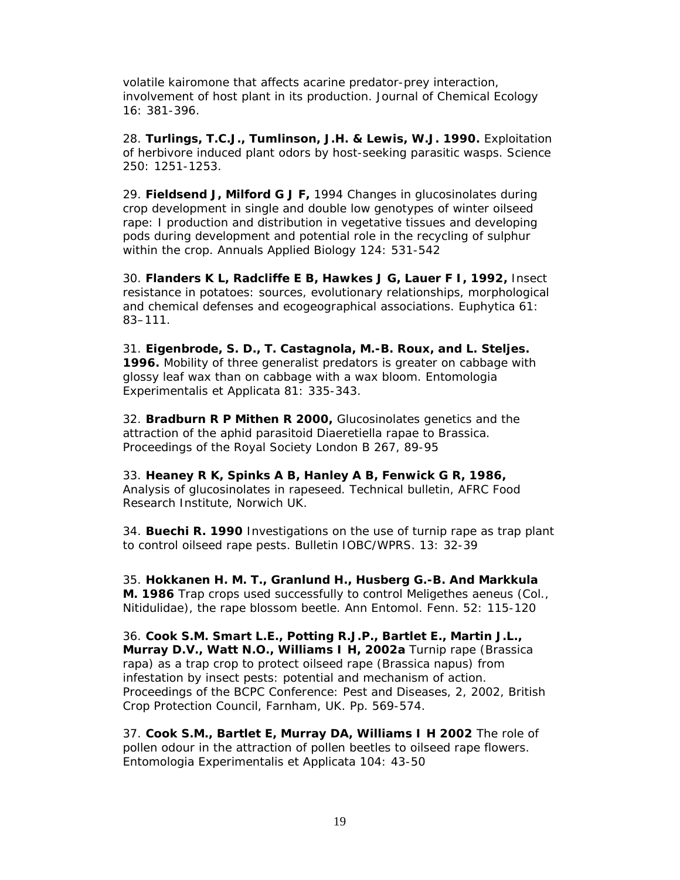volatile kairomone that affects acarine predator-prey interaction, involvement of host plant in its production. Journal of Chemical Ecology 16: 381-396.

28. **Turlings, T.C.J., Tumlinson, J.H. & Lewis, W.J. 1990.** Exploitation of herbivore induced plant odors by host-seeking parasitic wasps. Science 250: 1251-1253.

29. **Fieldsend J, Milford G J F,** 1994 Changes in glucosinolates during crop development in single and double low genotypes of winter oilseed rape: I production and distribution in vegetative tissues and developing pods during development and potential role in the recycling of sulphur within the crop. Annuals Applied Biology 124: 531-542

30. **Flanders K L, Radcliffe E B, Hawkes J G, Lauer F I, 1992,** Insect resistance in potatoes: sources, evolutionary relationships, morphological and chemical defenses and ecogeographical associations. Euphytica 61: 83–111.

31. **Eigenbrode, S. D., T. Castagnola, M.-B. Roux, and L. Steljes. 1996.** Mobility of three generalist predators is greater on cabbage with glossy leaf wax than on cabbage with a wax bloom. Entomologia Experimentalis et Applicata 81: 335-343.

32. **Bradburn R P Mithen R 2000,** Glucosinolates genetics and the attraction of the aphid parasitoid Diaeretiella rapae to Brassica. Proceedings of the Royal Society London B 267, 89-95

33. **Heaney R K, Spinks A B, Hanley A B, Fenwick G R, 1986,** Analysis of glucosinolates in rapeseed. Technical bulletin, AFRC Food Research Institute, Norwich UK.

34. **Buechi R. 1990** Investigations on the use of turnip rape as trap plant to control oilseed rape pests. Bulletin IOBC/WPRS. 13: 32-39

35. **Hokkanen H. M. T., Granlund H., Husberg G.-B. And Markkula M. 1986** Trap crops used successfully to control Meligethes aeneus (Col., Nitidulidae), the rape blossom beetle. Ann Entomol. Fenn. 52: 115-120

36. **Cook S.M. Smart L.E., Potting R.J.P., Bartlet E., Martin J.L., Murray D.V., Watt N.O., Williams I H, 2002a** Turnip rape (Brassica rapa) as a trap crop to protect oilseed rape (Brassica napus) from infestation by insect pests: potential and mechanism of action. Proceedings of the BCPC Conference: Pest and Diseases, 2, 2002, British Crop Protection Council, Farnham, UK. Pp. 569-574.

37. **Cook S.M., Bartlet E, Murray DA, Williams I H 2002** The role of pollen odour in the attraction of pollen beetles to oilseed rape flowers. Entomologia Experimentalis et Applicata 104: 43-50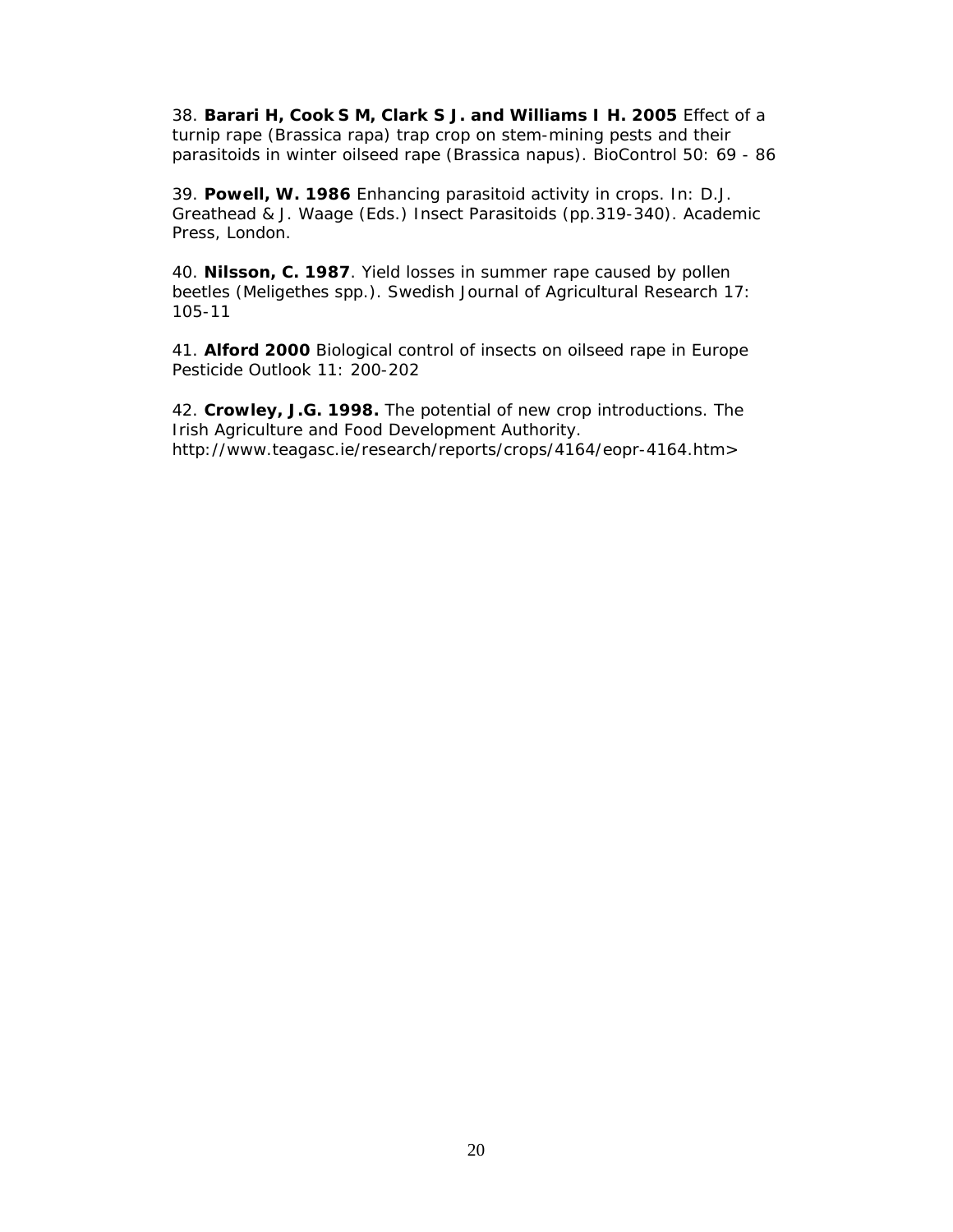38. **Barari H, Cook S M, Clark S J. and Williams I H. 2005** Effect of a turnip rape (Brassica rapa) trap crop on stem-mining pests and their parasitoids in winter oilseed rape (Brassica napus). BioControl 50: 69 - 86

39. **Powell, W. 1986** Enhancing parasitoid activity in crops. In: D.J. Greathead & J. Waage (Eds.) Insect Parasitoids (pp.319-340). Academic Press, London.

40. **Nilsson, C. 1987**. Yield losses in summer rape caused by pollen beetles (Meligethes spp.). Swedish Journal of Agricultural Research 17: 105-11

41. **Alford 2000** Biological control of insects on oilseed rape in Europe Pesticide Outlook 11: 200-202

42. **Crowley, J.G. 1998.** The potential of new crop introductions. The Irish Agriculture and Food Development Authority. http://www.teagasc.ie/research/reports/crops/4164/eopr-4164.htm>